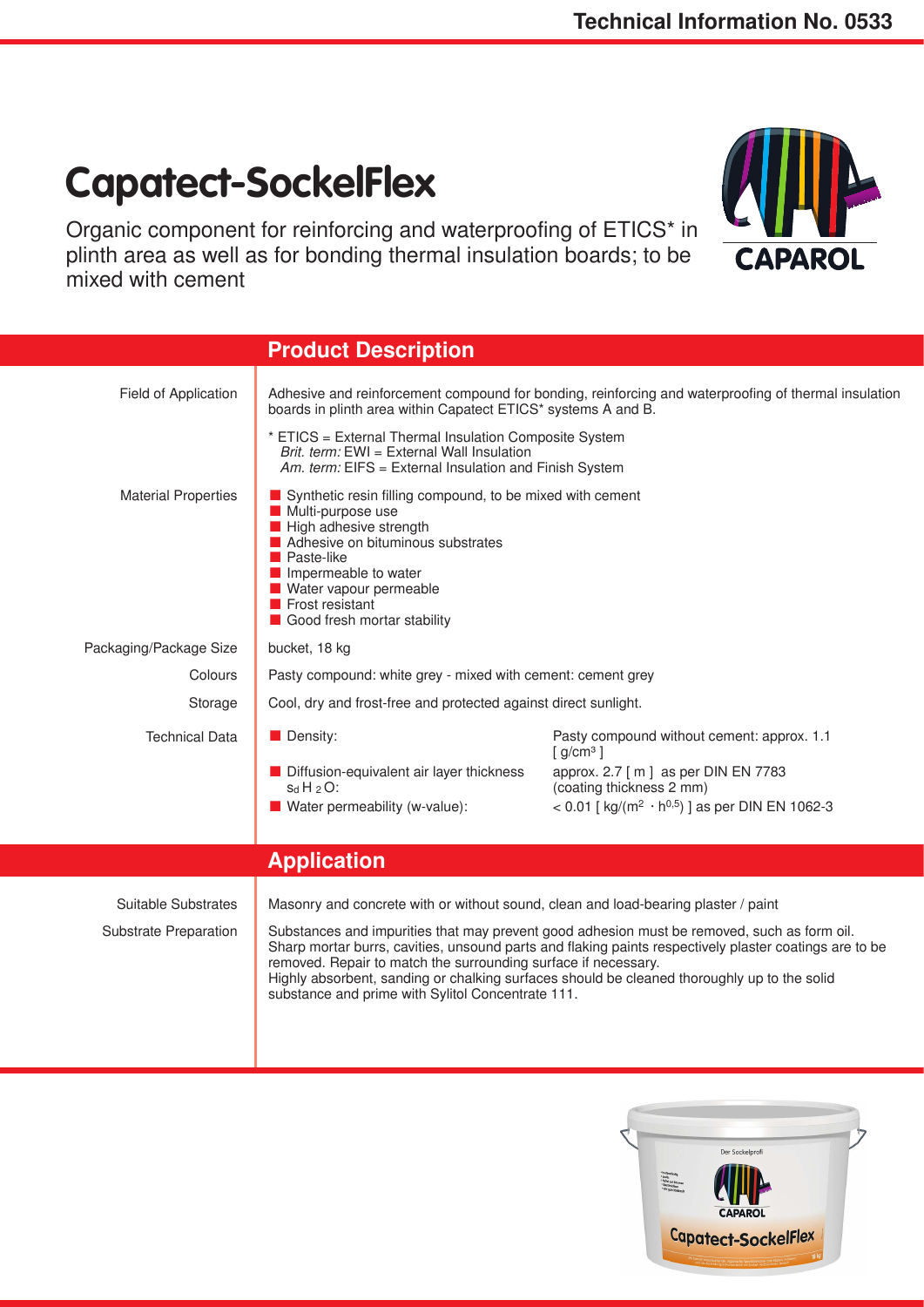Technical Information No. 0533

# Capatect-SockelFlex

Organic component for reinforcing and waterproofing of ETICS* in plinth area as well as for bonding thermal insulation boards; to be mixed with cement

## Product Description

**Field of Application**

Adhesive and reinforcement compound for bonding, reinforcing and waterproofing of thermal insulation boards in plinth area within Capatect ETICS* systems A and B.

\* ETICS = External Thermal Insulation Composite System
*Brit. term:* EWI = External Wall Insulation
*Am. term:* EIFS = External Insulation and Finish System

**Material Properties**

- Synthetic resin filling compound, to be mixed with cement
- Multi-purpose use
- High adhesive strength
- Adhesive on bituminous substrates
- Paste-like
- Impermeable to water
- Water vapour permeable
- Frost resistant
- Good fresh mortar stability

**Packaging/Package Size**

bucket, 18 kg

**Colours**

Pasty compound: white grey - mixed with cement: cement grey

**Storage**

Cool, dry and frost-free and protected against direct sunlight.

**Technical Data**

| | |
|---|---|
| Density: | Pasty compound without cement: approx. 1.1 [ $g/cm^3$ ] |
| Diffusion-equivalent air layer thickness $s_d$ $H_2O$: | approx. 2.7 [ m ] as per DIN EN 7783 (coating thickness 2 mm) |
| Water permeability (w-value): | < 0.01 [ $kg/(m^2 \cdot h^{0,5})$ ] as per DIN EN 1062-3 |

## Application

**Suitable Substrates**

Masonry and concrete with or without sound, clean and load-bearing plaster / paint

**Substrate Preparation**

Substances and impurities that may prevent good adhesion must be removed, such as form oil. Sharp mortar burrs, cavities, unsound parts and flaking paints respectively plaster coatings are to be removed. Repair to match the surrounding surface if necessary.
Highly absorbent, sanding or chalking surfaces should be cleaned thoroughly up to the solid substance and prime with Sylitol Concentrate 111.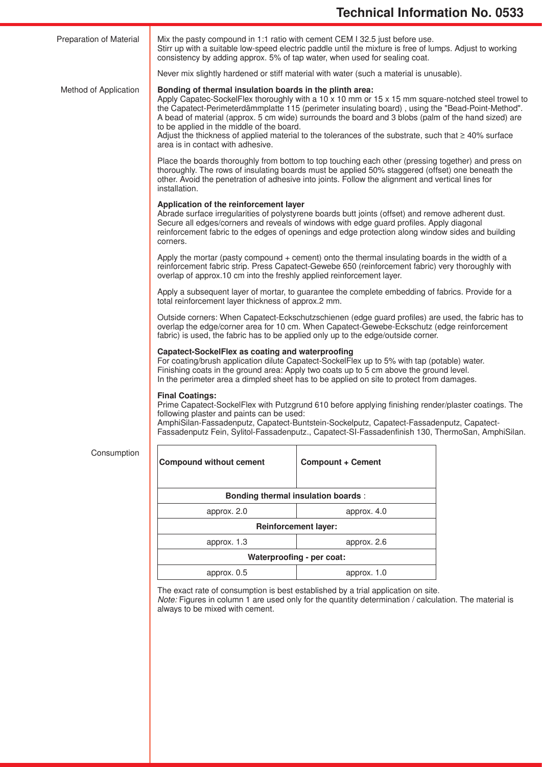### Preparation of Material

Mix the pasty compound in 1:1 ratio with cement CEM I 32.5 just before use.
Stirr up with a suitable low-speed electric paddle until the mixture is free of lumps. Adjust to working consistency by adding approx. 5% of tap water, when used for sealing coat.

Never mix slightly hardened or stiff material with water (such a material is unusable).

### Method of Application

**Bonding of thermal insulation boards in the plinth area:**
Apply Capatec-SockelFlex thoroughly with a 10 x 10 mm or 15 x 15 mm square-notched steel trowel to the Capatect-Perimeterdämmplatte 115 (perimeter insulating board) , using the "Bead-Point-Method". A bead of material (approx. 5 cm wide) surrounds the board and 3 blobs (palm of the hand sized) are to be applied in the middle of the board.
Adjust the thickness of applied material to the tolerances of the substrate, such that ≥ 40% surface area is in contact with adhesive.

Place the boards thoroughly from bottom to top touching each other (pressing together) and press on thoroughly. The rows of insulating boards must be applied 50% staggered (offset) one beneath the other. Avoid the penetration of adhesive into joints. Follow the alignment and vertical lines for installation.

**Application of the reinforcement layer**
Abrade surface irregularities of polystyrene boards butt joints (offset) and remove adherent dust. Secure all edges/corners and reveals of windows with edge guard profiles. Apply diagonal reinforcement fabric to the edges of openings and edge protection along window sides and building corners.

Apply the mortar (pasty compound + cement) onto the thermal insulating boards in the width of a reinforcement fabric strip. Press Capatect-Gewebe 650 (reinforcement fabric) very thoroughly with overlap of approx.10 cm into the freshly applied reinforcement layer.

Apply a subsequent layer of mortar, to guarantee the complete embedding of fabrics. Provide for a total reinforcement layer thickness of approx.2 mm.

Outside corners: When Capatect-Eckschutzschienen (edge guard profiles) are used, the fabric has to overlap the edge/corner area for 10 cm. When Capatect-Gewebe-Eckschutz (edge reinforcement fabric) is used, the fabric has to be applied only up to the edge/outside corner.

**Capatect-SockelFlex as coating and waterproofing**
For coating/brush application dilute Capatect-SockelFlex up to 5% with tap (potable) water.
Finishing coats in the ground area: Apply two coats up to 5 cm above the ground level.
In the perimeter area a dimpled sheet has to be applied on site to protect from damages.

**Final Coatings:**
Prime Capatect-SockelFlex with Putzgrund 610 before applying finishing render/plaster coatings. The following plaster and paints can be used:
AmphiSilan-Fassadenputz, Capatect-Buntstein-Sockelputz, Capatect-Fassadenputz, Capatect-Fassadenputz Fein, Sylitol-Fassadenputz., Capatect-SI-Fassadenfinish 130, ThermoSan, AmphiSilan.

### Consumption

| Compound without cement | Compount + Cement |
|---|---|
| **Bonding thermal insulation boards** : | |
| approx. 2.0 | approx. 4.0 |
| **Reinforcement layer:** | |
| approx. 1.3 | approx. 2.6 |
| **Waterproofing - per coat:** | |
| approx. 0.5 | approx. 1.0 |

The exact rate of consumption is best established by a trial application on site.
*Note:* Figures in column 1 are used only for the quantity determination / calculation. The material is always to be mixed with cement.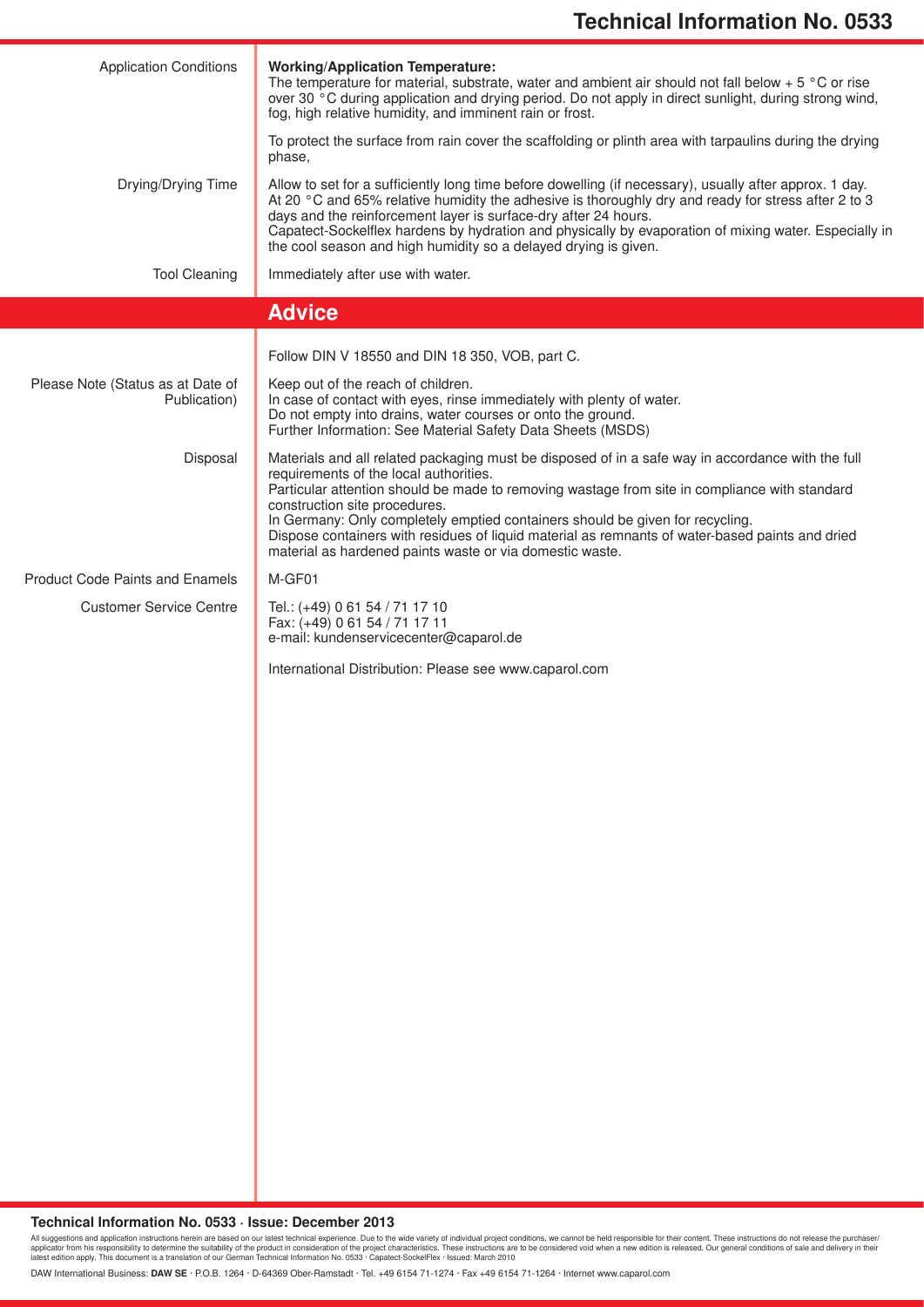| | |
|---|---|
| Application Conditions | **Working/Application Temperature:**<br>The temperature for material, substrate, water and ambient air should not fall below + 5 °C or rise over 30 °C during application and drying period. Do not apply in direct sunlight, during strong wind, fog, high relative humidity, and imminent rain or frost.<br><br>To protect the surface from rain cover the scaffolding or plinth area with tarpaulins during the drying phase, |
| Drying/Drying Time | Allow to set for a sufficiently long time before dowelling (if necessary), usually after approx. 1 day. At 20 °C and 65% relative humidity the adhesive is thoroughly dry and ready for stress after 2 to 3 days and the reinforcement layer is surface-dry after 24 hours.<br>Capatect-Sockelflex hardens by hydration and physically by evaporation of mixing water. Especially in the cool season and high humidity so a delayed drying is given. |
| Tool Cleaning | Immediately after use with water. |

## Advice

Follow DIN V 18550 and DIN 18 350, VOB, part C.

| | |
|---|---|
| Please Note (Status as at Date of Publication) | Keep out of the reach of children.<br>In case of contact with eyes, rinse immediately with plenty of water.<br>Do not empty into drains, water courses or onto the ground.<br>Further Information: See Material Safety Data Sheets (MSDS) |
| Disposal | Materials and all related packaging must be disposed of in a safe way in accordance with the full requirements of the local authorities.<br>Particular attention should be made to removing wastage from site in compliance with standard construction site procedures.<br>In Germany: Only completely emptied containers should be given for recycling.<br>Dispose containers with residues of liquid material as remnants of water-based paints and dried material as hardened paints waste or via domestic waste. |
| Product Code Paints and Enamels | M-GF01 |
| Customer Service Centre | Tel.: (+49) 0 61 54 / 71 17 10<br>Fax: (+49) 0 61 54 / 71 17 11<br>e-mail: kundenservicecenter@caparol.de<br><br>International Distribution: Please see www.caparol.com |

**Technical Information No. 0533 · Issue: December 2013**

All suggestions and application instructions herein are based on our latest technical experience. Due to the wide variety of individual project conditions, we cannot be held responsible for their content. These instructions do not release the purchaser/applicator from his responsibility to determine the suitability of the product in consideration of the project characteristics. These instructions are to be considered void when a new edition is released. Our general conditions of sale and delivery in their latest edition apply. This document is a translation of our German Technical Information No. 0533 · Capatect-SockelFlex · Issued: March 2010

DAW International Business: **DAW SE** · P.O.B. 1264 · D-64369 Ober-Ramstadt · Tel. +49 6154 71-1274 · Fax +49 6154 71-1264 · Internet www.caparol.com